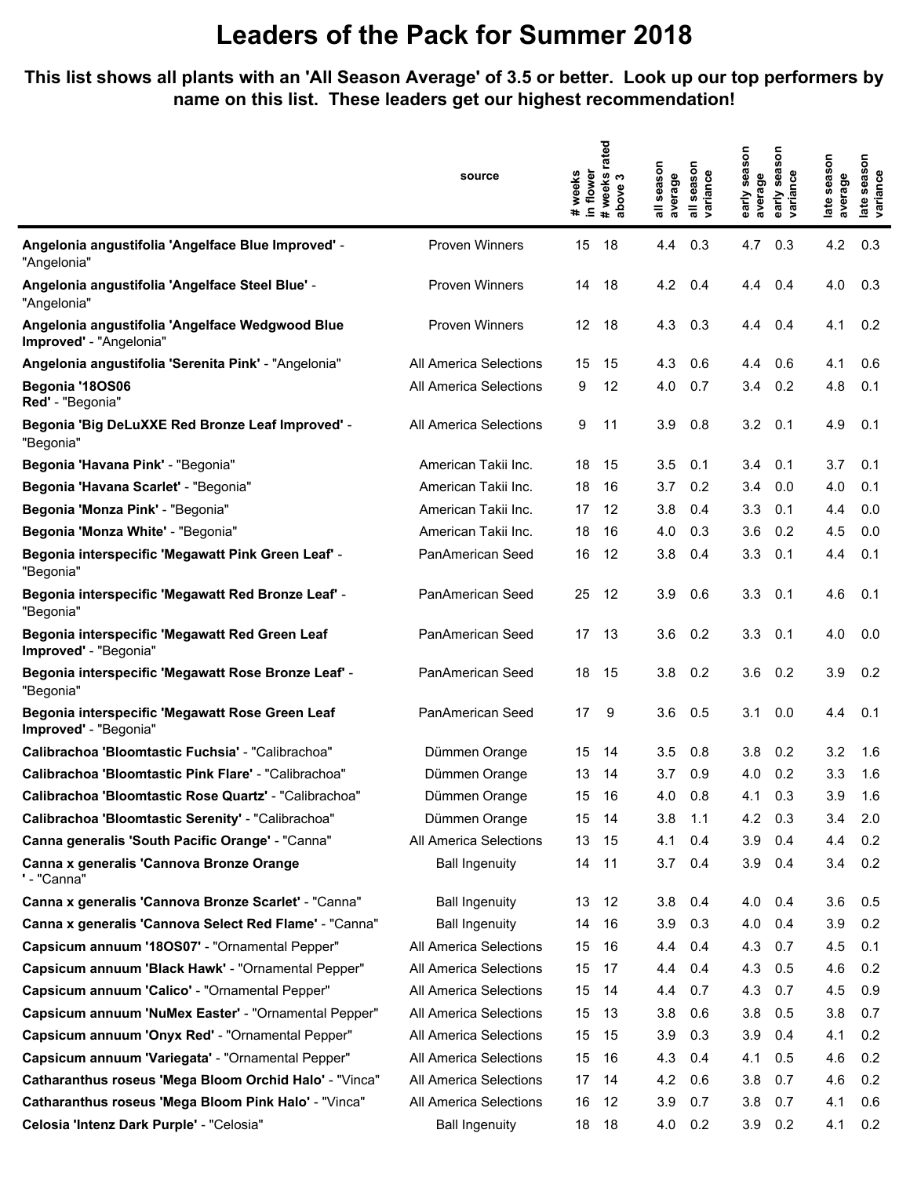# Leaders of the Pack for Summer 2018

**This list shows all plants with an 'All Season Average' of 3.5 or better. Look up our top performers by name on this list. These leaders get our highest recommendation!**

| | source | # weeks in flower | # weeks rated above 3 | all season average | all season variance | early season average | early season variance | late season average | late season variance |
|---|---|---|---|---|---|---|---|---|---|
| **Angelonia angustifolia 'Angelface Blue Improved'** - "Angelonia" | Proven Winners | 15 | 18 | 4.4 | 0.3 | 4.7 | 0.3 | 4.2 | 0.3 |
| **Angelonia angustifolia 'Angelface Steel Blue'** - "Angelonia" | Proven Winners | 14 | 18 | 4.2 | 0.4 | 4.4 | 0.4 | 4.0 | 0.3 |
| **Angelonia angustifolia 'Angelface Wedgwood Blue Improved'** - "Angelonia" | Proven Winners | 12 | 18 | 4.3 | 0.3 | 4.4 | 0.4 | 4.1 | 0.2 |
| **Angelonia angustifolia 'Serenita Pink'** - "Angelonia" | All America Selections | 15 | 15 | 4.3 | 0.6 | 4.4 | 0.6 | 4.1 | 0.6 |
| **Begonia '18OS06 Red'** - "Begonia" | All America Selections | 9 | 12 | 4.0 | 0.7 | 3.4 | 0.2 | 4.8 | 0.1 |
| **Begonia 'Big DeLuXXE Red Bronze Leaf Improved'** - "Begonia" | All America Selections | 9 | 11 | 3.9 | 0.8 | 3.2 | 0.1 | 4.9 | 0.1 |
| **Begonia 'Havana Pink'** - "Begonia" | American Takii Inc. | 18 | 15 | 3.5 | 0.1 | 3.4 | 0.1 | 3.7 | 0.1 |
| **Begonia 'Havana Scarlet'** - "Begonia" | American Takii Inc. | 18 | 16 | 3.7 | 0.2 | 3.4 | 0.0 | 4.0 | 0.1 |
| **Begonia 'Monza Pink'** - "Begonia" | American Takii Inc. | 17 | 12 | 3.8 | 0.4 | 3.3 | 0.1 | 4.4 | 0.0 |
| **Begonia 'Monza White'** - "Begonia" | American Takii Inc. | 18 | 16 | 4.0 | 0.3 | 3.6 | 0.2 | 4.5 | 0.0 |
| **Begonia interspecific 'Megawatt Pink Green Leaf'** - "Begonia" | PanAmerican Seed | 16 | 12 | 3.8 | 0.4 | 3.3 | 0.1 | 4.4 | 0.1 |
| **Begonia interspecific 'Megawatt Red Bronze Leaf'** - "Begonia" | PanAmerican Seed | 25 | 12 | 3.9 | 0.6 | 3.3 | 0.1 | 4.6 | 0.1 |
| **Begonia interspecific 'Megawatt Red Green Leaf Improved'** - "Begonia" | PanAmerican Seed | 17 | 13 | 3.6 | 0.2 | 3.3 | 0.1 | 4.0 | 0.0 |
| **Begonia interspecific 'Megawatt Rose Bronze Leaf'** - "Begonia" | PanAmerican Seed | 18 | 15 | 3.8 | 0.2 | 3.6 | 0.2 | 3.9 | 0.2 |
| **Begonia interspecific 'Megawatt Rose Green Leaf Improved'** - "Begonia" | PanAmerican Seed | 17 | 9 | 3.6 | 0.5 | 3.1 | 0.0 | 4.4 | 0.1 |
| **Calibrachoa 'Bloomtastic Fuchsia'** - "Calibrachoa" | Dümmen Orange | 15 | 14 | 3.5 | 0.8 | 3.8 | 0.2 | 3.2 | 1.6 |
| **Calibrachoa 'Bloomtastic Pink Flare'** - "Calibrachoa" | Dümmen Orange | 13 | 14 | 3.7 | 0.9 | 4.0 | 0.2 | 3.3 | 1.6 |
| **Calibrachoa 'Bloomtastic Rose Quartz'** - "Calibrachoa" | Dümmen Orange | 15 | 16 | 4.0 | 0.8 | 4.1 | 0.3 | 3.9 | 1.6 |
| **Calibrachoa 'Bloomtastic Serenity'** - "Calibrachoa" | Dümmen Orange | 15 | 14 | 3.8 | 1.1 | 4.2 | 0.3 | 3.4 | 2.0 |
| **Canna generalis 'South Pacific Orange'** - "Canna" | All America Selections | 13 | 15 | 4.1 | 0.4 | 3.9 | 0.4 | 4.4 | 0.2 |
| **Canna x generalis 'Cannova Bronze Orange '** - "Canna" | Ball Ingenuity | 14 | 11 | 3.7 | 0.4 | 3.9 | 0.4 | 3.4 | 0.2 |
| **Canna x generalis 'Cannova Bronze Scarlet'** - "Canna" | Ball Ingenuity | 13 | 12 | 3.8 | 0.4 | 4.0 | 0.4 | 3.6 | 0.5 |
| **Canna x generalis 'Cannova Select Red Flame'** - "Canna" | Ball Ingenuity | 14 | 16 | 3.9 | 0.3 | 4.0 | 0.4 | 3.9 | 0.2 |
| **Capsicum annuum '18OS07'** - "Ornamental Pepper" | All America Selections | 15 | 16 | 4.4 | 0.4 | 4.3 | 0.7 | 4.5 | 0.1 |
| **Capsicum annuum 'Black Hawk'** - "Ornamental Pepper" | All America Selections | 15 | 17 | 4.4 | 0.4 | 4.3 | 0.5 | 4.6 | 0.2 |
| **Capsicum annuum 'Calico'** - "Ornamental Pepper" | All America Selections | 15 | 14 | 4.4 | 0.7 | 4.3 | 0.7 | 4.5 | 0.9 |
| **Capsicum annuum 'NuMex Easter'** - "Ornamental Pepper" | All America Selections | 15 | 13 | 3.8 | 0.6 | 3.8 | 0.5 | 3.8 | 0.7 |
| **Capsicum annuum 'Onyx Red'** - "Ornamental Pepper" | All America Selections | 15 | 15 | 3.9 | 0.3 | 3.9 | 0.4 | 4.1 | 0.2 |
| **Capsicum annuum 'Variegata'** - "Ornamental Pepper" | All America Selections | 15 | 16 | 4.3 | 0.4 | 4.1 | 0.5 | 4.6 | 0.2 |
| **Catharanthus roseus 'Mega Bloom Orchid Halo'** - "Vinca" | All America Selections | 17 | 14 | 4.2 | 0.6 | 3.8 | 0.7 | 4.6 | 0.2 |
| **Catharanthus roseus 'Mega Bloom Pink Halo'** - "Vinca" | All America Selections | 16 | 12 | 3.9 | 0.7 | 3.8 | 0.7 | 4.1 | 0.6 |
| **Celosia 'Intenz Dark Purple'** - "Celosia" | Ball Ingenuity | 18 | 18 | 4.0 | 0.2 | 3.9 | 0.2 | 4.1 | 0.2 |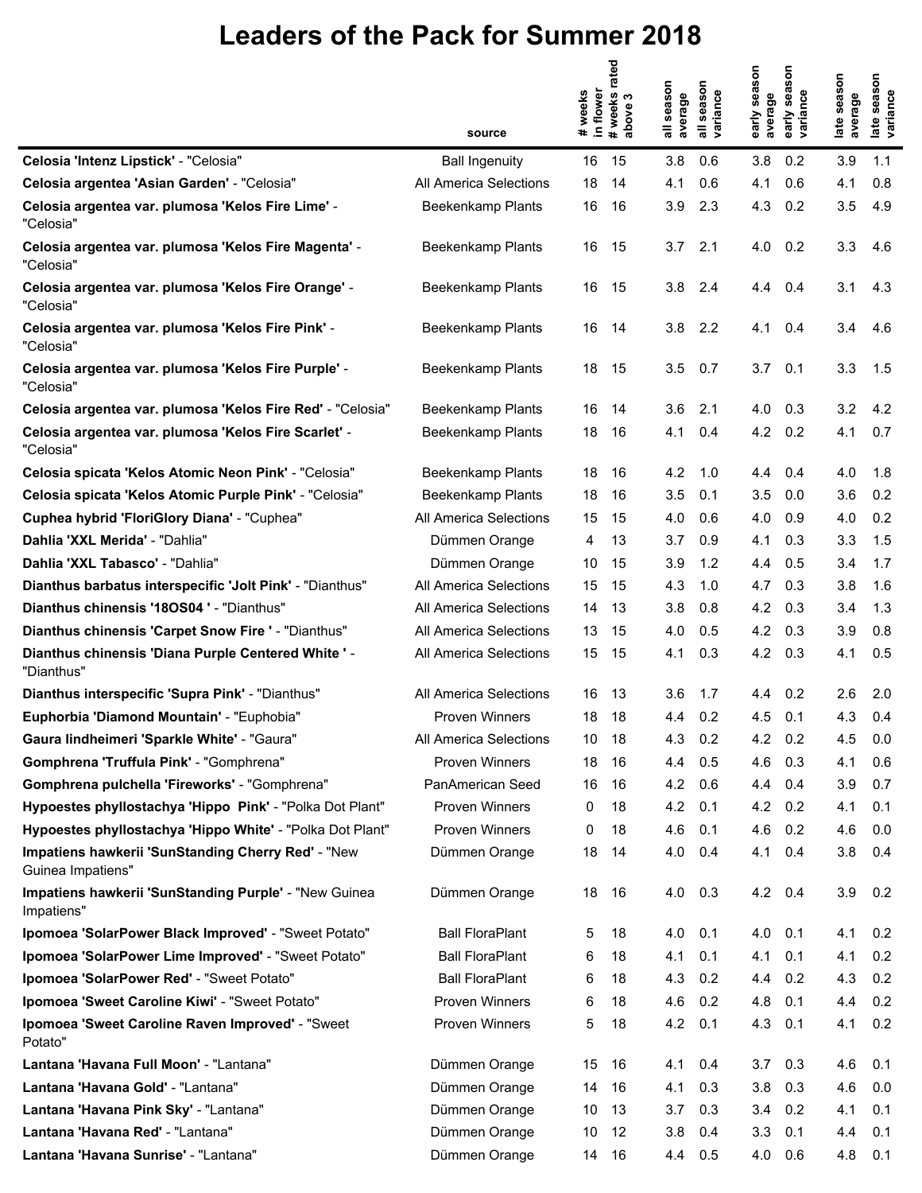# Leaders of the Pack for Summer 2018

| | source | # weeks in flower | # weeks rated above 3 | all season average | all season variance | early season average | early season variance | late season average | late season variance |
|---|---|---|---|---|---|---|---|---|---|
| **Celosia 'Intenz Lipstick'** - "Celosia" | Ball Ingenuity | 16 | 15 | 3.8 | 0.6 | 3.8 | 0.2 | 3.9 | 1.1 |
| **Celosia argentea 'Asian Garden'** - "Celosia" | All America Selections | 18 | 14 | 4.1 | 0.6 | 4.1 | 0.6 | 4.1 | 0.8 |
| **Celosia argentea var. plumosa 'Kelos Fire Lime'** - "Celosia" | Beekenkamp Plants | 16 | 16 | 3.9 | 2.3 | 4.3 | 0.2 | 3.5 | 4.9 |
| **Celosia argentea var. plumosa 'Kelos Fire Magenta'** - "Celosia" | Beekenkamp Plants | 16 | 15 | 3.7 | 2.1 | 4.0 | 0.2 | 3.3 | 4.6 |
| **Celosia argentea var. plumosa 'Kelos Fire Orange'** - "Celosia" | Beekenkamp Plants | 16 | 15 | 3.8 | 2.4 | 4.4 | 0.4 | 3.1 | 4.3 |
| **Celosia argentea var. plumosa 'Kelos Fire Pink'** - "Celosia" | Beekenkamp Plants | 16 | 14 | 3.8 | 2.2 | 4.1 | 0.4 | 3.4 | 4.6 |
| **Celosia argentea var. plumosa 'Kelos Fire Purple'** - "Celosia" | Beekenkamp Plants | 18 | 15 | 3.5 | 0.7 | 3.7 | 0.1 | 3.3 | 1.5 |
| **Celosia argentea var. plumosa 'Kelos Fire Red'** - "Celosia" | Beekenkamp Plants | 16 | 14 | 3.6 | 2.1 | 4.0 | 0.3 | 3.2 | 4.2 |
| **Celosia argentea var. plumosa 'Kelos Fire Scarlet'** - "Celosia" | Beekenkamp Plants | 18 | 16 | 4.1 | 0.4 | 4.2 | 0.2 | 4.1 | 0.7 |
| **Celosia spicata 'Kelos Atomic Neon Pink'** - "Celosia" | Beekenkamp Plants | 18 | 16 | 4.2 | 1.0 | 4.4 | 0.4 | 4.0 | 1.8 |
| **Celosia spicata 'Kelos Atomic Purple Pink'** - "Celosia" | Beekenkamp Plants | 18 | 16 | 3.5 | 0.1 | 3.5 | 0.0 | 3.6 | 0.2 |
| **Cuphea hybrid 'FloriGlory Diana'** - "Cuphea" | All America Selections | 15 | 15 | 4.0 | 0.6 | 4.0 | 0.9 | 4.0 | 0.2 |
| **Dahlia 'XXL Merida'** - "Dahlia" | Dümmen Orange | 4 | 13 | 3.7 | 0.9 | 4.1 | 0.3 | 3.3 | 1.5 |
| **Dahlia 'XXL Tabasco'** - "Dahlia" | Dümmen Orange | 10 | 15 | 3.9 | 1.2 | 4.4 | 0.5 | 3.4 | 1.7 |
| **Dianthus barbatus interspecific 'Jolt Pink'** - "Dianthus" | All America Selections | 15 | 15 | 4.3 | 1.0 | 4.7 | 0.3 | 3.8 | 1.6 |
| **Dianthus chinensis '18OS04 '** - "Dianthus" | All America Selections | 14 | 13 | 3.8 | 0.8 | 4.2 | 0.3 | 3.4 | 1.3 |
| **Dianthus chinensis 'Carpet Snow Fire '** - "Dianthus" | All America Selections | 13 | 15 | 4.0 | 0.5 | 4.2 | 0.3 | 3.9 | 0.8 |
| **Dianthus chinensis 'Diana Purple Centered White '** - "Dianthus" | All America Selections | 15 | 15 | 4.1 | 0.3 | 4.2 | 0.3 | 4.1 | 0.5 |
| **Dianthus interspecific 'Supra Pink'** - "Dianthus" | All America Selections | 16 | 13 | 3.6 | 1.7 | 4.4 | 0.2 | 2.6 | 2.0 |
| **Euphorbia 'Diamond Mountain'** - "Euphobia" | Proven Winners | 18 | 18 | 4.4 | 0.2 | 4.5 | 0.1 | 4.3 | 0.4 |
| **Gaura lindheimeri 'Sparkle White'** - "Gaura" | All America Selections | 10 | 18 | 4.3 | 0.2 | 4.2 | 0.2 | 4.5 | 0.0 |
| **Gomphrena 'Truffula Pink'** - "Gomphrena" | Proven Winners | 18 | 16 | 4.4 | 0.5 | 4.6 | 0.3 | 4.1 | 0.6 |
| **Gomphrena pulchella 'Fireworks'** - "Gomphrena" | PanAmerican Seed | 16 | 16 | 4.2 | 0.6 | 4.4 | 0.4 | 3.9 | 0.7 |
| **Hypoestes phyllostachya 'Hippo  Pink'** - "Polka Dot Plant" | Proven Winners | 0 | 18 | 4.2 | 0.1 | 4.2 | 0.2 | 4.1 | 0.1 |
| **Hypoestes phyllostachya 'Hippo White'** - "Polka Dot Plant" | Proven Winners | 0 | 18 | 4.6 | 0.1 | 4.6 | 0.2 | 4.6 | 0.0 |
| **Impatiens hawkerii 'SunStanding Cherry Red'** - "New Guinea Impatiens" | Dümmen Orange | 18 | 14 | 4.0 | 0.4 | 4.1 | 0.4 | 3.8 | 0.4 |
| **Impatiens hawkerii 'SunStanding Purple'** - "New Guinea Impatiens" | Dümmen Orange | 18 | 16 | 4.0 | 0.3 | 4.2 | 0.4 | 3.9 | 0.2 |
| **Ipomoea 'SolarPower Black Improved'** - "Sweet Potato" | Ball FloraPlant | 5 | 18 | 4.0 | 0.1 | 4.0 | 0.1 | 4.1 | 0.2 |
| **Ipomoea 'SolarPower Lime Improved'** - "Sweet Potato" | Ball FloraPlant | 6 | 18 | 4.1 | 0.1 | 4.1 | 0.1 | 4.1 | 0.2 |
| **Ipomoea 'SolarPower Red'** - "Sweet Potato" | Ball FloraPlant | 6 | 18 | 4.3 | 0.2 | 4.4 | 0.2 | 4.3 | 0.2 |
| **Ipomoea 'Sweet Caroline Kiwi'** - "Sweet Potato" | Proven Winners | 6 | 18 | 4.6 | 0.2 | 4.8 | 0.1 | 4.4 | 0.2 |
| **Ipomoea 'Sweet Caroline Raven Improved'** - "Sweet Potato" | Proven Winners | 5 | 18 | 4.2 | 0.1 | 4.3 | 0.1 | 4.1 | 0.2 |
| **Lantana 'Havana Full Moon'** - "Lantana" | Dümmen Orange | 15 | 16 | 4.1 | 0.4 | 3.7 | 0.3 | 4.6 | 0.1 |
| **Lantana 'Havana Gold'** - "Lantana" | Dümmen Orange | 14 | 16 | 4.1 | 0.3 | 3.8 | 0.3 | 4.6 | 0.0 |
| **Lantana 'Havana Pink Sky'** - "Lantana" | Dümmen Orange | 10 | 13 | 3.7 | 0.3 | 3.4 | 0.2 | 4.1 | 0.1 |
| **Lantana 'Havana Red'** - "Lantana" | Dümmen Orange | 10 | 12 | 3.8 | 0.4 | 3.3 | 0.1 | 4.4 | 0.1 |
| **Lantana 'Havana Sunrise'** - "Lantana" | Dümmen Orange | 14 | 16 | 4.4 | 0.5 | 4.0 | 0.6 | 4.8 | 0.1 |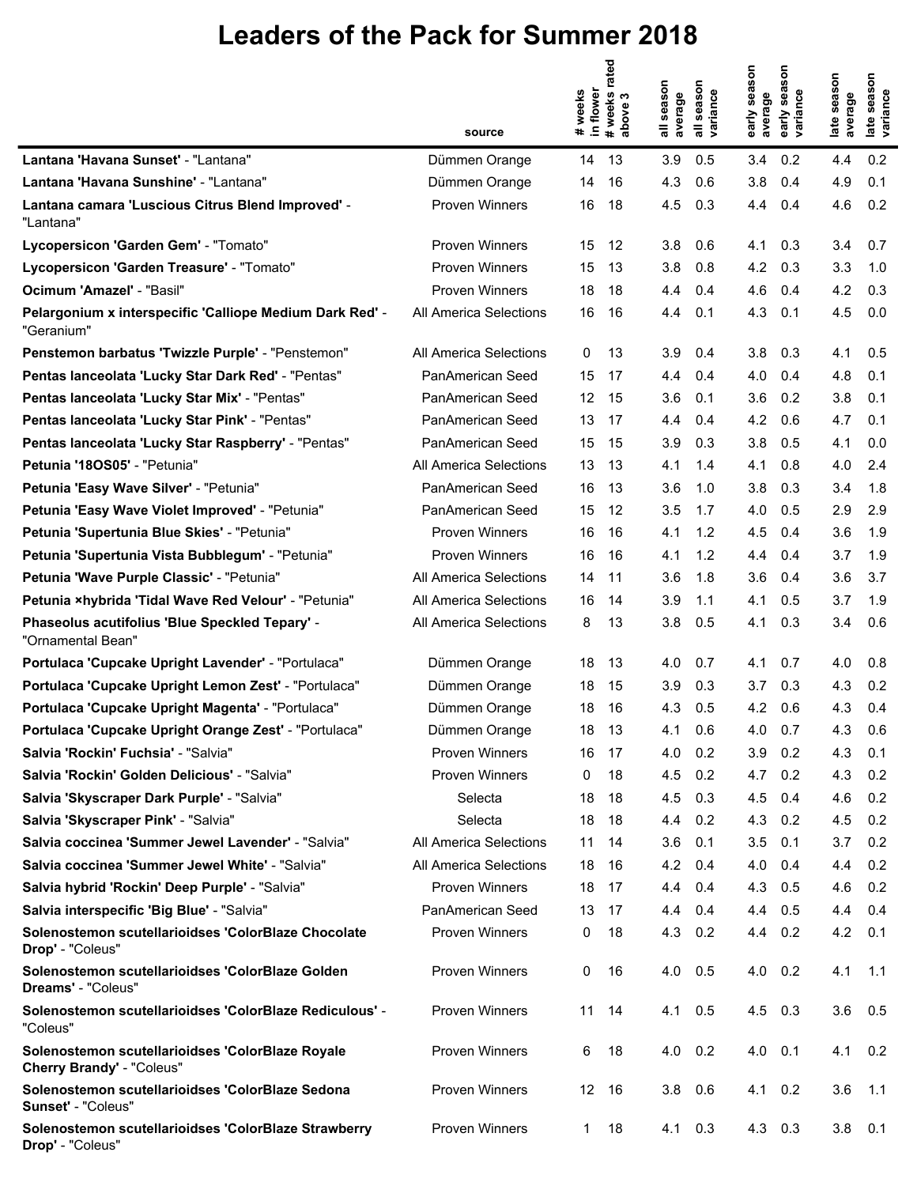# Leaders of the Pack for Summer 2018

| | source | # weeks in flower | # weeks rated above 3 | all season average | all season variance | early season average | early season variance | late season average | late season variance |
|---|---|---|---|---|---|---|---|---|---|
| **Lantana 'Havana Sunset'** - "Lantana" | Dümmen Orange | 14 | 13 | 3.9 | 0.5 | 3.4 | 0.2 | 4.4 | 0.2 |
| **Lantana 'Havana Sunshine'** - "Lantana" | Dümmen Orange | 14 | 16 | 4.3 | 0.6 | 3.8 | 0.4 | 4.9 | 0.1 |
| **Lantana camara 'Luscious Citrus Blend Improved'** - "Lantana" | Proven Winners | 16 | 18 | 4.5 | 0.3 | 4.4 | 0.4 | 4.6 | 0.2 |
| **Lycopersicon 'Garden Gem'** - "Tomato" | Proven Winners | 15 | 12 | 3.8 | 0.6 | 4.1 | 0.3 | 3.4 | 0.7 |
| **Lycopersicon 'Garden Treasure'** - "Tomato" | Proven Winners | 15 | 13 | 3.8 | 0.8 | 4.2 | 0.3 | 3.3 | 1.0 |
| **Ocimum 'Amazel'** - "Basil" | Proven Winners | 18 | 18 | 4.4 | 0.4 | 4.6 | 0.4 | 4.2 | 0.3 |
| **Pelargonium x interspecific 'Calliope Medium Dark Red'** - "Geranium" | All America Selections | 16 | 16 | 4.4 | 0.1 | 4.3 | 0.1 | 4.5 | 0.0 |
| **Penstemon barbatus 'Twizzle Purple'** - "Penstemon" | All America Selections | 0 | 13 | 3.9 | 0.4 | 3.8 | 0.3 | 4.1 | 0.5 |
| **Pentas lanceolata 'Lucky Star Dark Red'** - "Pentas" | PanAmerican Seed | 15 | 17 | 4.4 | 0.4 | 4.0 | 0.4 | 4.8 | 0.1 |
| **Pentas lanceolata 'Lucky Star Mix'** - "Pentas" | PanAmerican Seed | 12 | 15 | 3.6 | 0.1 | 3.6 | 0.2 | 3.8 | 0.1 |
| **Pentas lanceolata 'Lucky Star Pink'** - "Pentas" | PanAmerican Seed | 13 | 17 | 4.4 | 0.4 | 4.2 | 0.6 | 4.7 | 0.1 |
| **Pentas lanceolata 'Lucky Star Raspberry'** - "Pentas" | PanAmerican Seed | 15 | 15 | 3.9 | 0.3 | 3.8 | 0.5 | 4.1 | 0.0 |
| **Petunia '18OS05'** - "Petunia" | All America Selections | 13 | 13 | 4.1 | 1.4 | 4.1 | 0.8 | 4.0 | 2.4 |
| **Petunia 'Easy Wave Silver'** - "Petunia" | PanAmerican Seed | 16 | 13 | 3.6 | 1.0 | 3.8 | 0.3 | 3.4 | 1.8 |
| **Petunia 'Easy Wave Violet Improved'** - "Petunia" | PanAmerican Seed | 15 | 12 | 3.5 | 1.7 | 4.0 | 0.5 | 2.9 | 2.9 |
| **Petunia 'Supertunia Blue Skies'** - "Petunia" | Proven Winners | 16 | 16 | 4.1 | 1.2 | 4.5 | 0.4 | 3.6 | 1.9 |
| **Petunia 'Supertunia Vista Bubblegum'** - "Petunia" | Proven Winners | 16 | 16 | 4.1 | 1.2 | 4.4 | 0.4 | 3.7 | 1.9 |
| **Petunia 'Wave Purple Classic'** - "Petunia" | All America Selections | 14 | 11 | 3.6 | 1.8 | 3.6 | 0.4 | 3.6 | 3.7 |
| **Petunia ×hybrida 'Tidal Wave Red Velour'** - "Petunia" | All America Selections | 16 | 14 | 3.9 | 1.1 | 4.1 | 0.5 | 3.7 | 1.9 |
| **Phaseolus acutifolius 'Blue Speckled Tepary'** - "Ornamental Bean" | All America Selections | 8 | 13 | 3.8 | 0.5 | 4.1 | 0.3 | 3.4 | 0.6 |
| **Portulaca 'Cupcake Upright Lavender'** - "Portulaca" | Dümmen Orange | 18 | 13 | 4.0 | 0.7 | 4.1 | 0.7 | 4.0 | 0.8 |
| **Portulaca 'Cupcake Upright Lemon Zest'** - "Portulaca" | Dümmen Orange | 18 | 15 | 3.9 | 0.3 | 3.7 | 0.3 | 4.3 | 0.2 |
| **Portulaca 'Cupcake Upright Magenta'** - "Portulaca" | Dümmen Orange | 18 | 16 | 4.3 | 0.5 | 4.2 | 0.6 | 4.3 | 0.4 |
| **Portulaca 'Cupcake Upright Orange Zest'** - "Portulaca" | Dümmen Orange | 18 | 13 | 4.1 | 0.6 | 4.0 | 0.7 | 4.3 | 0.6 |
| **Salvia 'Rockin' Fuchsia'** - "Salvia" | Proven Winners | 16 | 17 | 4.0 | 0.2 | 3.9 | 0.2 | 4.3 | 0.1 |
| **Salvia 'Rockin' Golden Delicious'** - "Salvia" | Proven Winners | 0 | 18 | 4.5 | 0.2 | 4.7 | 0.2 | 4.3 | 0.2 |
| **Salvia 'Skyscraper Dark Purple'** - "Salvia" | Selecta | 18 | 18 | 4.5 | 0.3 | 4.5 | 0.4 | 4.6 | 0.2 |
| **Salvia 'Skyscraper Pink'** - "Salvia" | Selecta | 18 | 18 | 4.4 | 0.2 | 4.3 | 0.2 | 4.5 | 0.2 |
| **Salvia coccinea 'Summer Jewel Lavender'** - "Salvia" | All America Selections | 11 | 14 | 3.6 | 0.1 | 3.5 | 0.1 | 3.7 | 0.2 |
| **Salvia coccinea 'Summer Jewel White'** - "Salvia" | All America Selections | 18 | 16 | 4.2 | 0.4 | 4.0 | 0.4 | 4.4 | 0.2 |
| **Salvia hybrid 'Rockin' Deep Purple'** - "Salvia" | Proven Winners | 18 | 17 | 4.4 | 0.4 | 4.3 | 0.5 | 4.6 | 0.2 |
| **Salvia interspecific 'Big Blue'** - "Salvia" | PanAmerican Seed | 13 | 17 | 4.4 | 0.4 | 4.4 | 0.5 | 4.4 | 0.4 |
| **Solenostemon scutellarioidses 'ColorBlaze Chocolate Drop'** - "Coleus" | Proven Winners | 0 | 18 | 4.3 | 0.2 | 4.4 | 0.2 | 4.2 | 0.1 |
| **Solenostemon scutellarioidses 'ColorBlaze Golden Dreams'** - "Coleus" | Proven Winners | 0 | 16 | 4.0 | 0.5 | 4.0 | 0.2 | 4.1 | 1.1 |
| **Solenostemon scutellarioidses 'ColorBlaze Rediculous'** - "Coleus" | Proven Winners | 11 | 14 | 4.1 | 0.5 | 4.5 | 0.3 | 3.6 | 0.5 |
| **Solenostemon scutellarioidses 'ColorBlaze Royale Cherry Brandy'** - "Coleus" | Proven Winners | 6 | 18 | 4.0 | 0.2 | 4.0 | 0.1 | 4.1 | 0.2 |
| **Solenostemon scutellarioidses 'ColorBlaze Sedona Sunset'** - "Coleus" | Proven Winners | 12 | 16 | 3.8 | 0.6 | 4.1 | 0.2 | 3.6 | 1.1 |
| **Solenostemon scutellarioidses 'ColorBlaze Strawberry Drop'** - "Coleus" | Proven Winners | 1 | 18 | 4.1 | 0.3 | 4.3 | 0.3 | 3.8 | 0.1 |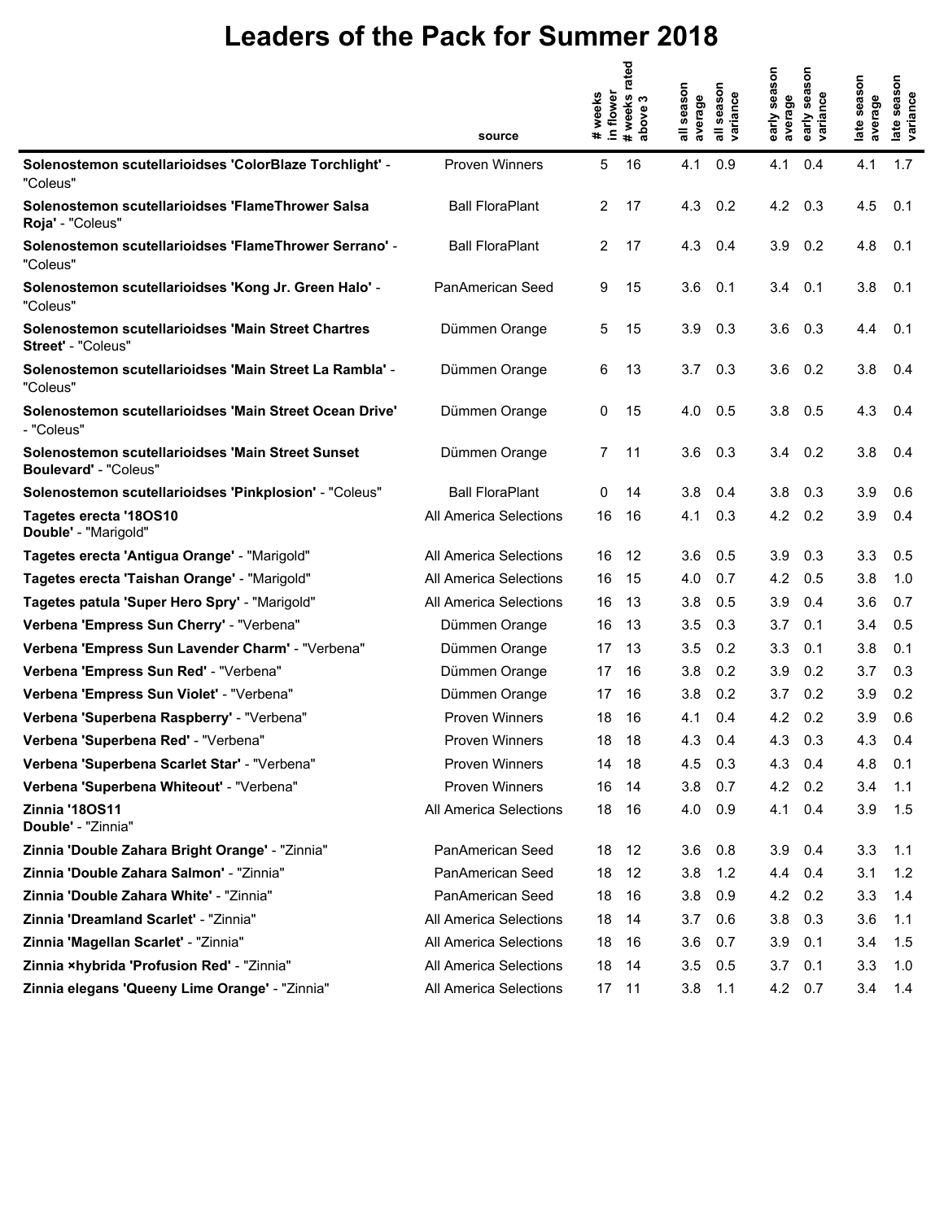# Leaders of the Pack for Summer 2018

| | source | # weeks in flower | # weeks rated above 3 | all season average | all season variance | early season average | early season variance | late season average | late season variance |
|---|---|---|---|---|---|---|---|---|---|
| **Solenostemon scutellarioidses 'ColorBlaze Torchlight'** - "Coleus" | Proven Winners | 5 | 16 | 4.1 | 0.9 | 4.1 | 0.4 | 4.1 | 1.7 |
| **Solenostemon scutellarioidses 'FlameThrower Salsa Roja'** - "Coleus" | Ball FloraPlant | 2 | 17 | 4.3 | 0.2 | 4.2 | 0.3 | 4.5 | 0.1 |
| **Solenostemon scutellarioidses 'FlameThrower Serrano'** - "Coleus" | Ball FloraPlant | 2 | 17 | 4.3 | 0.4 | 3.9 | 0.2 | 4.8 | 0.1 |
| **Solenostemon scutellarioidses 'Kong Jr. Green Halo'** - "Coleus" | PanAmerican Seed | 9 | 15 | 3.6 | 0.1 | 3.4 | 0.1 | 3.8 | 0.1 |
| **Solenostemon scutellarioidses 'Main Street Chartres Street'** - "Coleus" | Dümmen Orange | 5 | 15 | 3.9 | 0.3 | 3.6 | 0.3 | 4.4 | 0.1 |
| **Solenostemon scutellarioidses 'Main Street La Rambla'** - "Coleus" | Dümmen Orange | 6 | 13 | 3.7 | 0.3 | 3.6 | 0.2 | 3.8 | 0.4 |
| **Solenostemon scutellarioidses 'Main Street Ocean Drive'** - "Coleus" | Dümmen Orange | 0 | 15 | 4.0 | 0.5 | 3.8 | 0.5 | 4.3 | 0.4 |
| **Solenostemon scutellarioidses 'Main Street Sunset Boulevard'** - "Coleus" | Dümmen Orange | 7 | 11 | 3.6 | 0.3 | 3.4 | 0.2 | 3.8 | 0.4 |
| **Solenostemon scutellarioidses 'Pinkplosion'** - "Coleus" | Ball FloraPlant | 0 | 14 | 3.8 | 0.4 | 3.8 | 0.3 | 3.9 | 0.6 |
| **Tagetes erecta '18OS10 Double'** - "Marigold" | All America Selections | 16 | 16 | 4.1 | 0.3 | 4.2 | 0.2 | 3.9 | 0.4 |
| **Tagetes erecta 'Antigua Orange'** - "Marigold" | All America Selections | 16 | 12 | 3.6 | 0.5 | 3.9 | 0.3 | 3.3 | 0.5 |
| **Tagetes erecta 'Taishan Orange'** - "Marigold" | All America Selections | 16 | 15 | 4.0 | 0.7 | 4.2 | 0.5 | 3.8 | 1.0 |
| **Tagetes patula 'Super Hero Spry'** - "Marigold" | All America Selections | 16 | 13 | 3.8 | 0.5 | 3.9 | 0.4 | 3.6 | 0.7 |
| **Verbena 'Empress Sun Cherry'** - "Verbena" | Dümmen Orange | 16 | 13 | 3.5 | 0.3 | 3.7 | 0.1 | 3.4 | 0.5 |
| **Verbena 'Empress Sun Lavender Charm'** - "Verbena" | Dümmen Orange | 17 | 13 | 3.5 | 0.2 | 3.3 | 0.1 | 3.8 | 0.1 |
| **Verbena 'Empress Sun Red'** - "Verbena" | Dümmen Orange | 17 | 16 | 3.8 | 0.2 | 3.9 | 0.2 | 3.7 | 0.3 |
| **Verbena 'Empress Sun Violet'** - "Verbena" | Dümmen Orange | 17 | 16 | 3.8 | 0.2 | 3.7 | 0.2 | 3.9 | 0.2 |
| **Verbena 'Superbena Raspberry'** - "Verbena" | Proven Winners | 18 | 16 | 4.1 | 0.4 | 4.2 | 0.2 | 3.9 | 0.6 |
| **Verbena 'Superbena Red'** - "Verbena" | Proven Winners | 18 | 18 | 4.3 | 0.4 | 4.3 | 0.3 | 4.3 | 0.4 |
| **Verbena 'Superbena Scarlet Star'** - "Verbena" | Proven Winners | 14 | 18 | 4.5 | 0.3 | 4.3 | 0.4 | 4.8 | 0.1 |
| **Verbena 'Superbena Whiteout'** - "Verbena" | Proven Winners | 16 | 14 | 3.8 | 0.7 | 4.2 | 0.2 | 3.4 | 1.1 |
| **Zinnia '18OS11 Double'** - "Zinnia" | All America Selections | 18 | 16 | 4.0 | 0.9 | 4.1 | 0.4 | 3.9 | 1.5 |
| **Zinnia 'Double Zahara Bright Orange'** - "Zinnia" | PanAmerican Seed | 18 | 12 | 3.6 | 0.8 | 3.9 | 0.4 | 3.3 | 1.1 |
| **Zinnia 'Double Zahara Salmon'** - "Zinnia" | PanAmerican Seed | 18 | 12 | 3.8 | 1.2 | 4.4 | 0.4 | 3.1 | 1.2 |
| **Zinnia 'Double Zahara White'** - "Zinnia" | PanAmerican Seed | 18 | 16 | 3.8 | 0.9 | 4.2 | 0.2 | 3.3 | 1.4 |
| **Zinnia 'Dreamland Scarlet'** - "Zinnia" | All America Selections | 18 | 14 | 3.7 | 0.6 | 3.8 | 0.3 | 3.6 | 1.1 |
| **Zinnia 'Magellan Scarlet'** - "Zinnia" | All America Selections | 18 | 16 | 3.6 | 0.7 | 3.9 | 0.1 | 3.4 | 1.5 |
| **Zinnia ×hybrida 'Profusion Red'** - "Zinnia" | All America Selections | 18 | 14 | 3.5 | 0.5 | 3.7 | 0.1 | 3.3 | 1.0 |
| **Zinnia elegans 'Queeny Lime Orange'** - "Zinnia" | All America Selections | 17 | 11 | 3.8 | 1.1 | 4.2 | 0.7 | 3.4 | 1.4 |